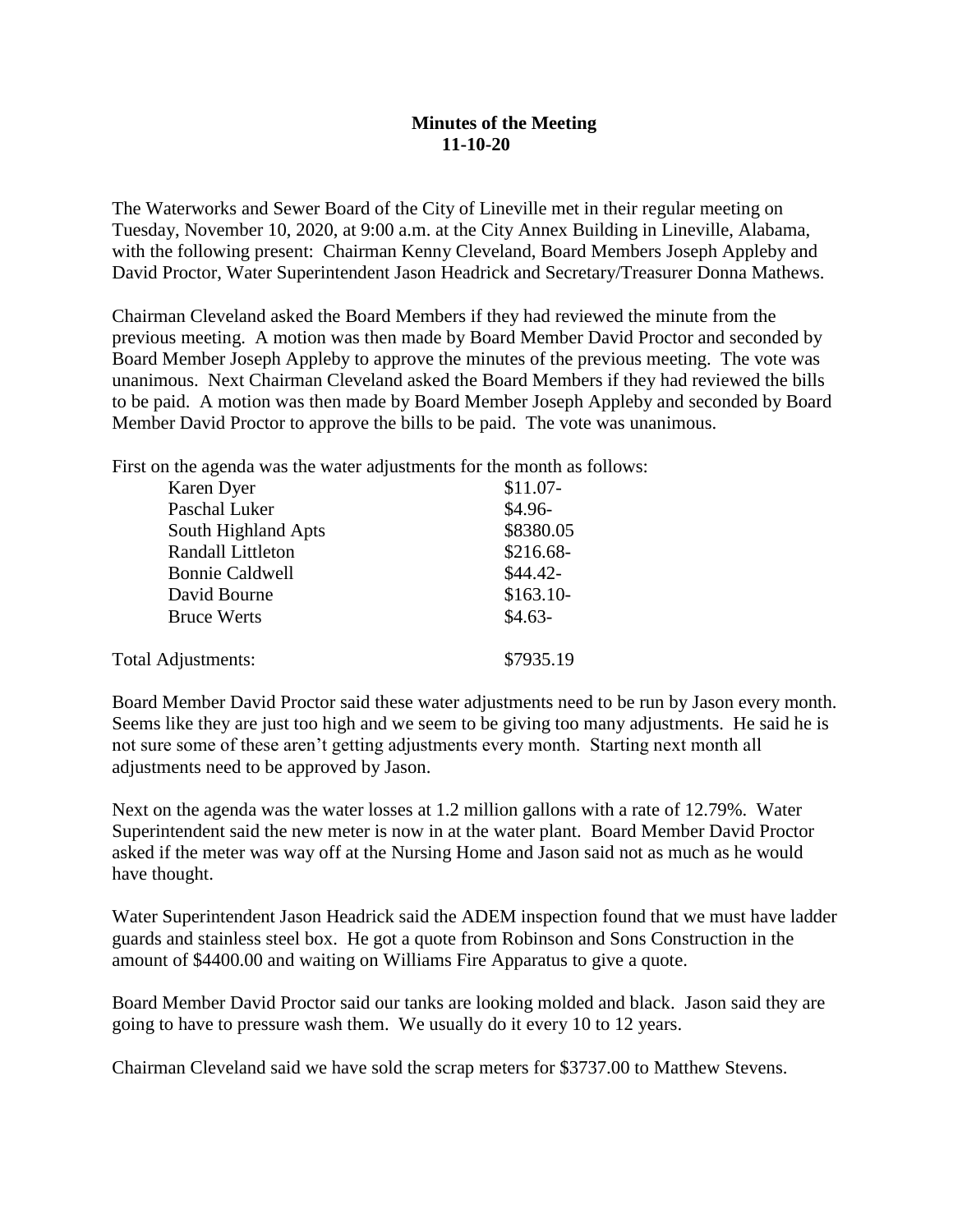**Minutes of the Meeting**
**11-10-20**

The Waterworks and Sewer Board of the City of Lineville met in their regular meeting on Tuesday, November 10, 2020, at 9:00 a.m. at the City Annex Building in Lineville, Alabama, with the following present: Chairman Kenny Cleveland, Board Members Joseph Appleby and David Proctor, Water Superintendent Jason Headrick and Secretary/Treasurer Donna Mathews.

Chairman Cleveland asked the Board Members if they had reviewed the minute from the previous meeting. A motion was then made by Board Member David Proctor and seconded by Board Member Joseph Appleby to approve the minutes of the previous meeting. The vote was unanimous. Next Chairman Cleveland asked the Board Members if they had reviewed the bills to be paid. A motion was then made by Board Member Joseph Appleby and seconded by Board Member David Proctor to approve the bills to be paid. The vote was unanimous.

First on the agenda was the water adjustments for the month as follows:

| | |
|---|---|
| Karen Dyer | $11.07- |
| Paschal Luker | $4.96- |
| South Highland Apts | $8380.05 |
| Randall Littleton | $216.68- |
| Bonnie Caldwell | $44.42- |
| David Bourne | $163.10- |
| Bruce Werts | $4.63- |
| | |
| Total Adjustments: | $7935.19 |

Board Member David Proctor said these water adjustments need to be run by Jason every month. Seems like they are just too high and we seem to be giving too many adjustments. He said he is not sure some of these aren't getting adjustments every month. Starting next month all adjustments need to be approved by Jason.

Next on the agenda was the water losses at 1.2 million gallons with a rate of 12.79%. Water Superintendent said the new meter is now in at the water plant. Board Member David Proctor asked if the meter was way off at the Nursing Home and Jason said not as much as he would have thought.

Water Superintendent Jason Headrick said the ADEM inspection found that we must have ladder guards and stainless steel box. He got a quote from Robinson and Sons Construction in the amount of $4400.00 and waiting on Williams Fire Apparatus to give a quote.

Board Member David Proctor said our tanks are looking molded and black. Jason said they are going to have to pressure wash them. We usually do it every 10 to 12 years.

Chairman Cleveland said we have sold the scrap meters for $3737.00 to Matthew Stevens.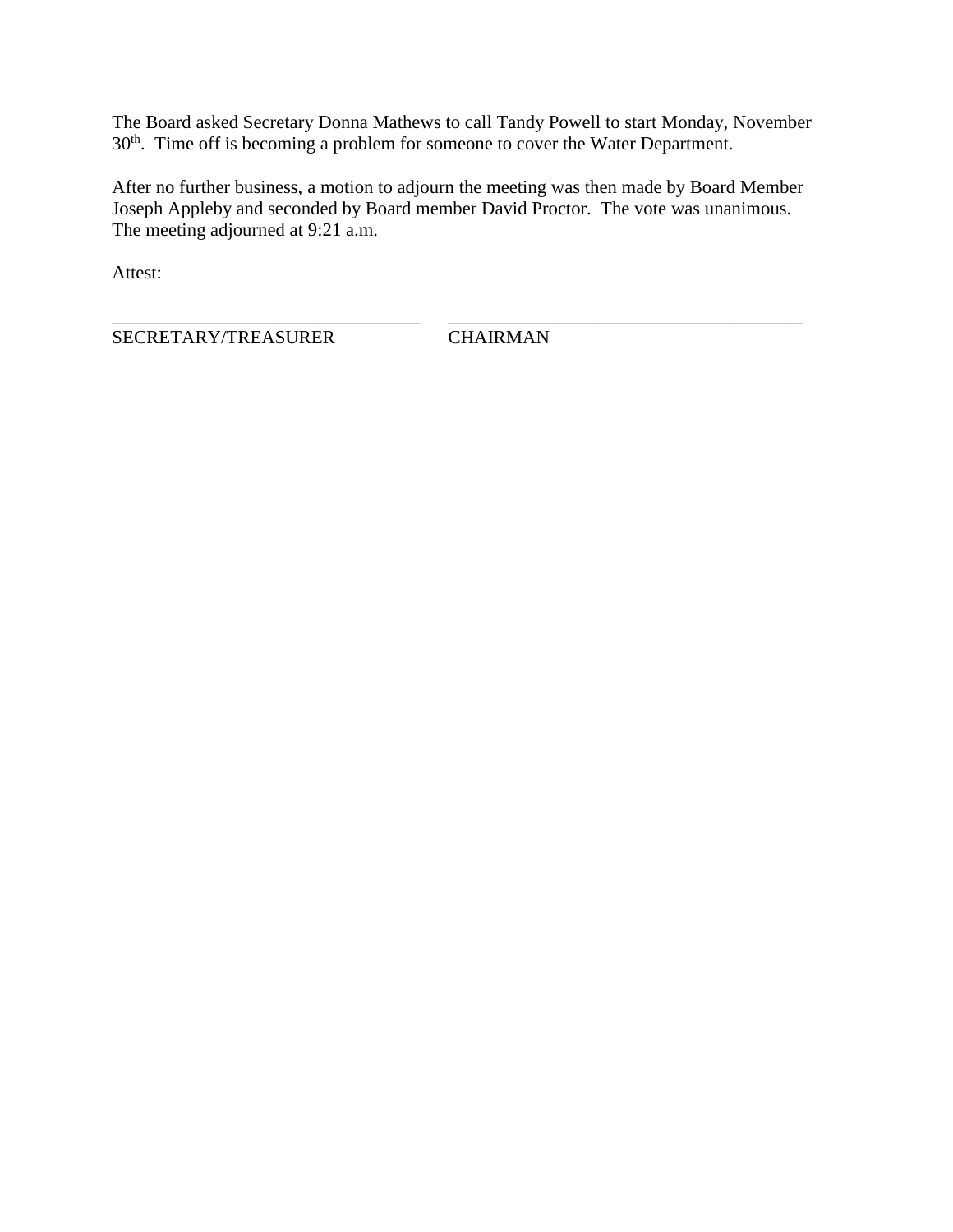The Board asked Secretary Donna Mathews to call Tandy Powell to start Monday, November 30th. Time off is becoming a problem for someone to cover the Water Department.

After no further business, a motion to adjourn the meeting was then made by Board Member Joseph Appleby and seconded by Board member David Proctor. The vote was unanimous. The meeting adjourned at 9:21 a.m.

Attest:

| | |
|---|---|
| ______________________________ | ____________________________________ |
| SECRETARY/TREASURER | CHAIRMAN |